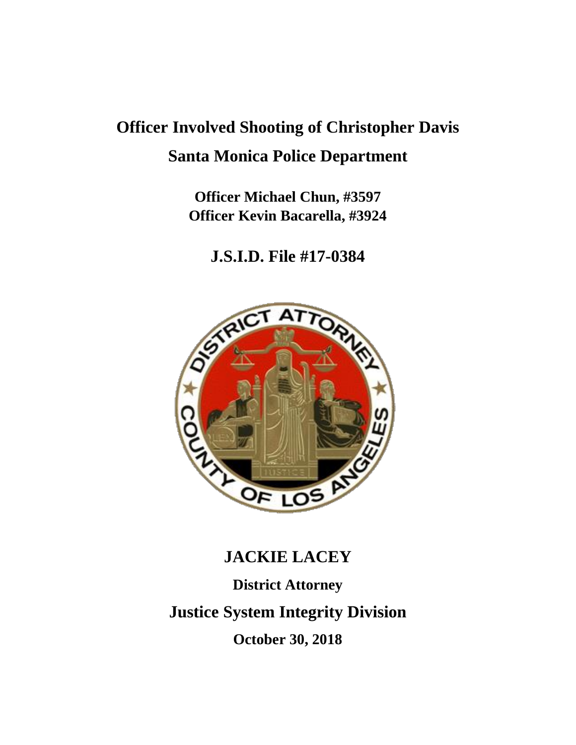# Officer Involved Shooting of Christopher Davis

## Santa Monica Police Department

**Officer Michael Chun, #3597**
**Officer Kevin Bacarella, #3924**

## J.S.I.D. File #17-0384

## JACKIE LACEY

**District Attorney**

## Justice System Integrity Division

**October 30, 2018**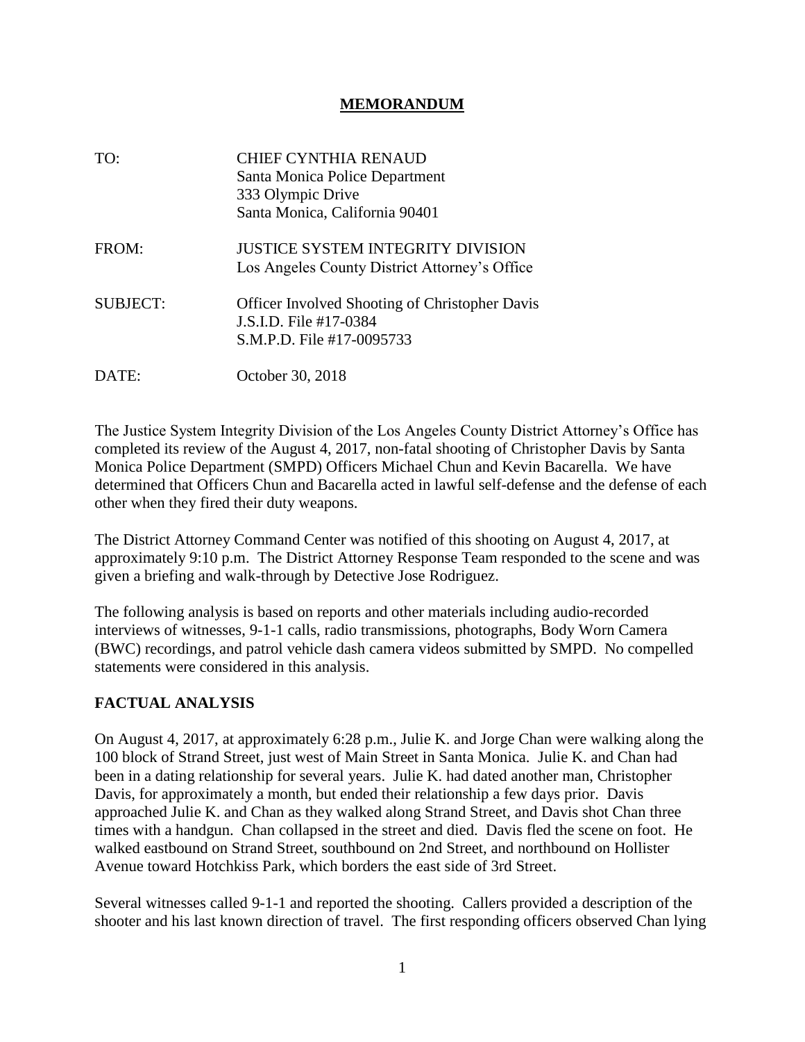# MEMORANDUM

| | |
|---|---|
| TO: | CHIEF CYNTHIA RENAUD<br>Santa Monica Police Department<br>333 Olympic Drive<br>Santa Monica, California 90401 |
| FROM: | JUSTICE SYSTEM INTEGRITY DIVISION<br>Los Angeles County District Attorney's Office |
| SUBJECT: | Officer Involved Shooting of Christopher Davis<br>J.S.I.D. File #17-0384<br>S.M.P.D. File #17-0095733 |
| DATE: | October 30, 2018 |

The Justice System Integrity Division of the Los Angeles County District Attorney's Office has completed its review of the August 4, 2017, non-fatal shooting of Christopher Davis by Santa Monica Police Department (SMPD) Officers Michael Chun and Kevin Bacarella. We have determined that Officers Chun and Bacarella acted in lawful self-defense and the defense of each other when they fired their duty weapons.

The District Attorney Command Center was notified of this shooting on August 4, 2017, at approximately 9:10 p.m. The District Attorney Response Team responded to the scene and was given a briefing and walk-through by Detective Jose Rodriguez.

The following analysis is based on reports and other materials including audio-recorded interviews of witnesses, 9-1-1 calls, radio transmissions, photographs, Body Worn Camera (BWC) recordings, and patrol vehicle dash camera videos submitted by SMPD. No compelled statements were considered in this analysis.

## FACTUAL ANALYSIS

On August 4, 2017, at approximately 6:28 p.m., Julie K. and Jorge Chan were walking along the 100 block of Strand Street, just west of Main Street in Santa Monica. Julie K. and Chan had been in a dating relationship for several years. Julie K. had dated another man, Christopher Davis, for approximately a month, but ended their relationship a few days prior. Davis approached Julie K. and Chan as they walked along Strand Street, and Davis shot Chan three times with a handgun. Chan collapsed in the street and died. Davis fled the scene on foot. He walked eastbound on Strand Street, southbound on 2nd Street, and northbound on Hollister Avenue toward Hotchkiss Park, which borders the east side of 3rd Street.

Several witnesses called 9-1-1 and reported the shooting. Callers provided a description of the shooter and his last known direction of travel. The first responding officers observed Chan lying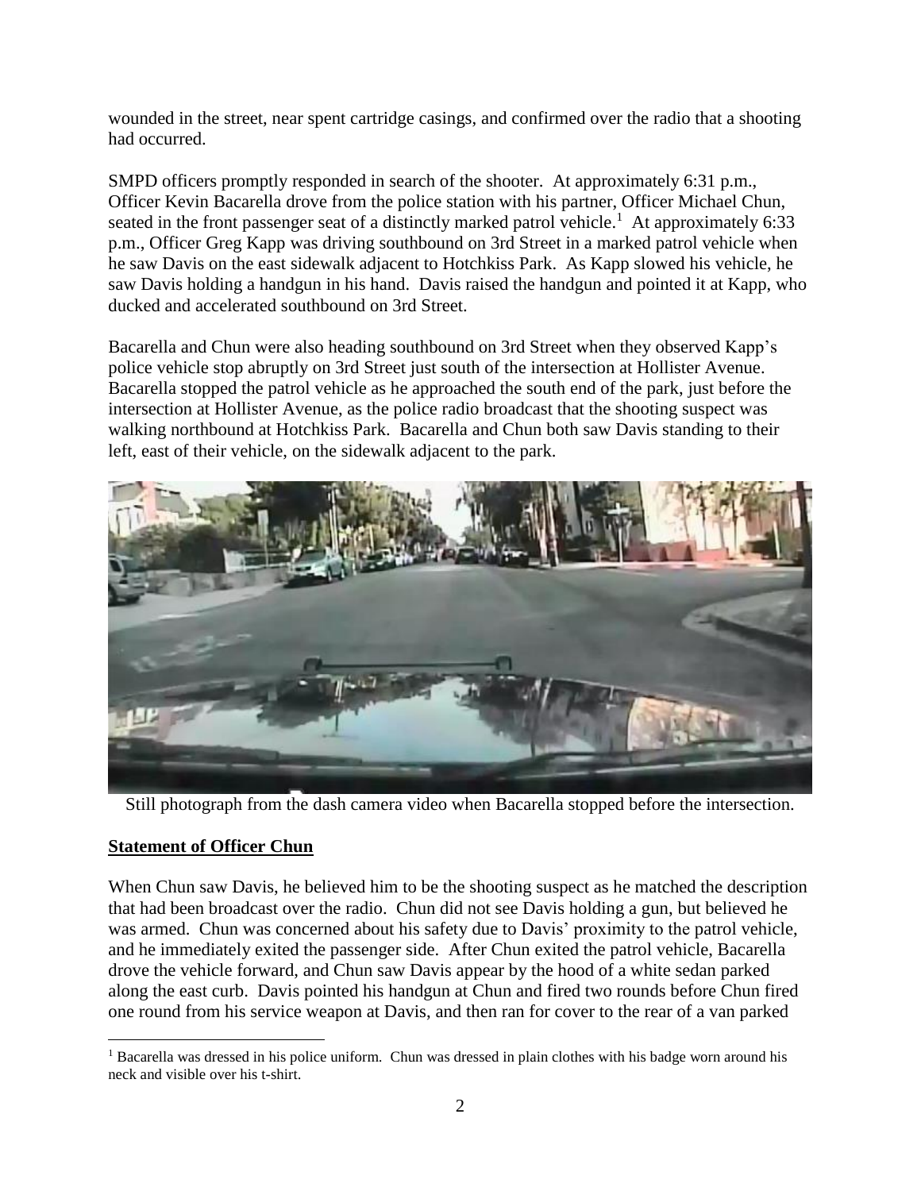wounded in the street, near spent cartridge casings, and confirmed over the radio that a shooting had occurred.

SMPD officers promptly responded in search of the shooter. At approximately 6:31 p.m., Officer Kevin Bacarella drove from the police station with his partner, Officer Michael Chun, seated in the front passenger seat of a distinctly marked patrol vehicle.[1] At approximately 6:33 p.m., Officer Greg Kapp was driving southbound on 3rd Street in a marked patrol vehicle when he saw Davis on the east sidewalk adjacent to Hotchkiss Park. As Kapp slowed his vehicle, he saw Davis holding a handgun in his hand. Davis raised the handgun and pointed it at Kapp, who ducked and accelerated southbound on 3rd Street.

Bacarella and Chun were also heading southbound on 3rd Street when they observed Kapp's police vehicle stop abruptly on 3rd Street just south of the intersection at Hollister Avenue. Bacarella stopped the patrol vehicle as he approached the south end of the park, just before the intersection at Hollister Avenue, as the police radio broadcast that the shooting suspect was walking northbound at Hotchkiss Park. Bacarella and Chun both saw Davis standing to their left, east of their vehicle, on the sidewalk adjacent to the park.

Still photograph from the dash camera video when Bacarella stopped before the intersection.

## Statement of Officer Chun

When Chun saw Davis, he believed him to be the shooting suspect as he matched the description that had been broadcast over the radio. Chun did not see Davis holding a gun, but believed he was armed. Chun was concerned about his safety due to Davis' proximity to the patrol vehicle, and he immediately exited the passenger side. After Chun exited the patrol vehicle, Bacarella drove the vehicle forward, and Chun saw Davis appear by the hood of a white sedan parked along the east curb. Davis pointed his handgun at Chun and fired two rounds before Chun fired one round from his service weapon at Davis, and then ran for cover to the rear of a van parked

[1] Bacarella was dressed in his police uniform. Chun was dressed in plain clothes with his badge worn around his neck and visible over his t-shirt.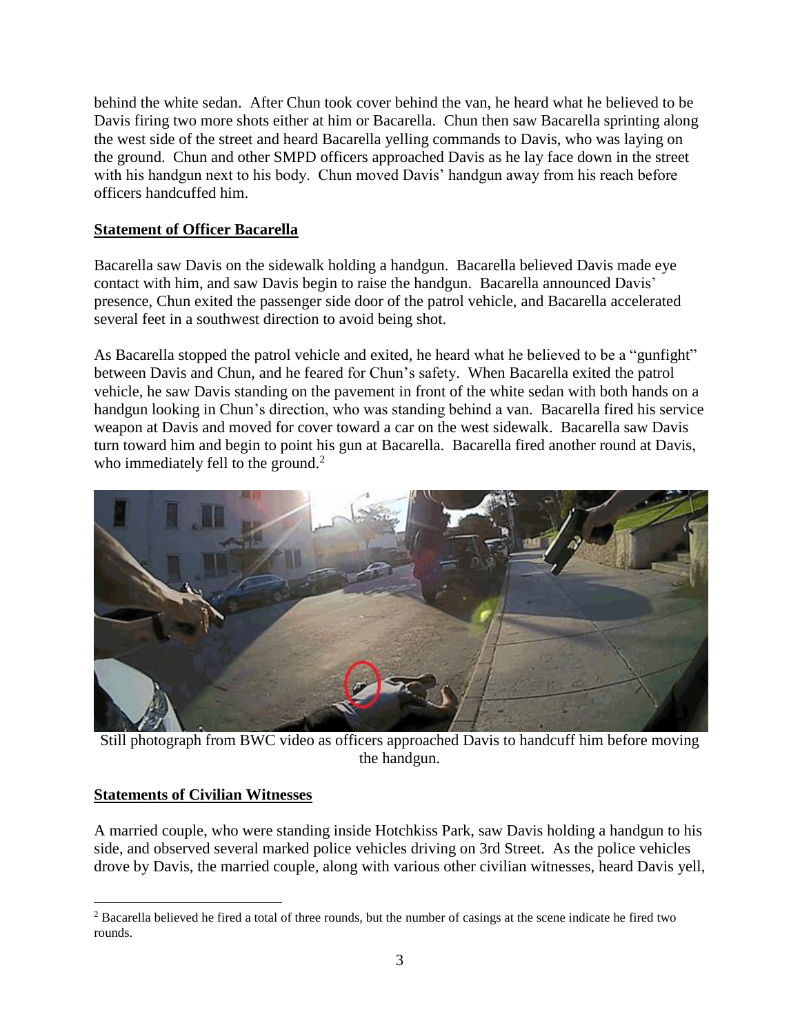behind the white sedan. After Chun took cover behind the van, he heard what he believed to be Davis firing two more shots either at him or Bacarella. Chun then saw Bacarella sprinting along the west side of the street and heard Bacarella yelling commands to Davis, who was laying on the ground. Chun and other SMPD officers approached Davis as he lay face down in the street with his handgun next to his body. Chun moved Davis' handgun away from his reach before officers handcuffed him.

**Statement of Officer Bacarella**

Bacarella saw Davis on the sidewalk holding a handgun. Bacarella believed Davis made eye contact with him, and saw Davis begin to raise the handgun. Bacarella announced Davis' presence, Chun exited the passenger side door of the patrol vehicle, and Bacarella accelerated several feet in a southwest direction to avoid being shot.

As Bacarella stopped the patrol vehicle and exited, he heard what he believed to be a "gunfight" between Davis and Chun, and he feared for Chun's safety. When Bacarella exited the patrol vehicle, he saw Davis standing on the pavement in front of the white sedan with both hands on a handgun looking in Chun's direction, who was standing behind a van. Bacarella fired his service weapon at Davis and moved for cover toward a car on the west sidewalk. Bacarella saw Davis turn toward him and begin to point his gun at Bacarella. Bacarella fired another round at Davis, who immediately fell to the ground.[2]

Still photograph from BWC video as officers approached Davis to handcuff him before moving the handgun.

**Statements of Civilian Witnesses**

A married couple, who were standing inside Hotchkiss Park, saw Davis holding a handgun to his side, and observed several marked police vehicles driving on 3rd Street. As the police vehicles drove by Davis, the married couple, along with various other civilian witnesses, heard Davis yell,

[2] Bacarella believed he fired a total of three rounds, but the number of casings at the scene indicate he fired two rounds.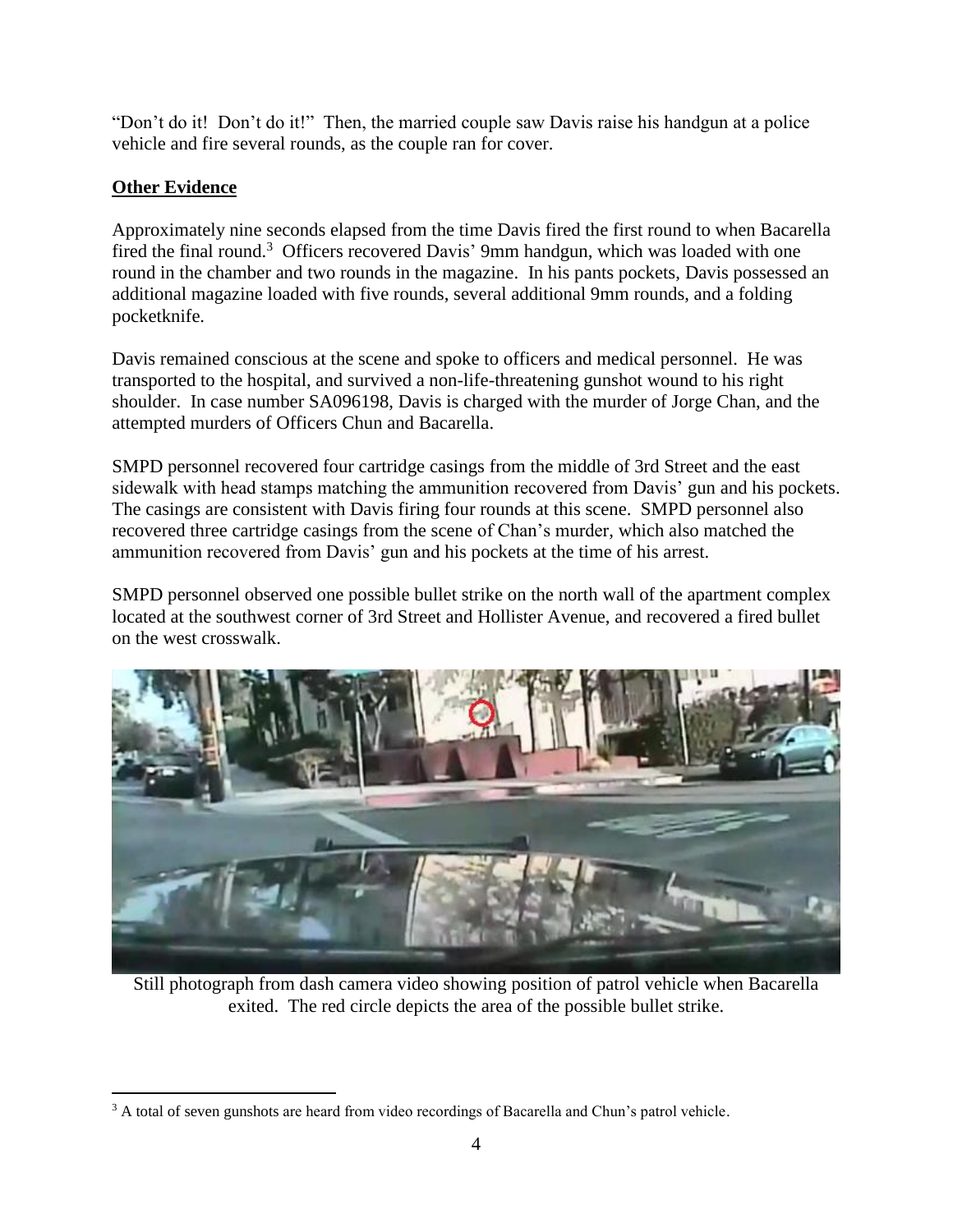"Don't do it! Don't do it!" Then, the married couple saw Davis raise his handgun at a police vehicle and fire several rounds, as the couple ran for cover.

**Other Evidence**

Approximately nine seconds elapsed from the time Davis fired the first round to when Bacarella fired the final round.[3] Officers recovered Davis' 9mm handgun, which was loaded with one round in the chamber and two rounds in the magazine. In his pants pockets, Davis possessed an additional magazine loaded with five rounds, several additional 9mm rounds, and a folding pocketknife.

Davis remained conscious at the scene and spoke to officers and medical personnel. He was transported to the hospital, and survived a non-life-threatening gunshot wound to his right shoulder. In case number SA096198, Davis is charged with the murder of Jorge Chan, and the attempted murders of Officers Chun and Bacarella.

SMPD personnel recovered four cartridge casings from the middle of 3rd Street and the east sidewalk with head stamps matching the ammunition recovered from Davis' gun and his pockets. The casings are consistent with Davis firing four rounds at this scene. SMPD personnel also recovered three cartridge casings from the scene of Chan's murder, which also matched the ammunition recovered from Davis' gun and his pockets at the time of his arrest.

SMPD personnel observed one possible bullet strike on the north wall of the apartment complex located at the southwest corner of 3rd Street and Hollister Avenue, and recovered a fired bullet on the west crosswalk.

Still photograph from dash camera video showing position of patrol vehicle when Bacarella exited. The red circle depicts the area of the possible bullet strike.

[3] A total of seven gunshots are heard from video recordings of Bacarella and Chun's patrol vehicle.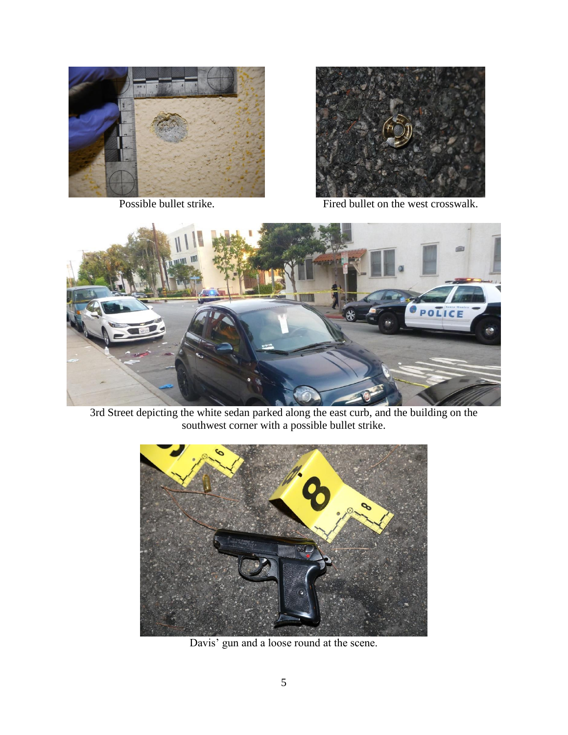Possible bullet strike.

Fired bullet on the west crosswalk.

3rd Street depicting the white sedan parked along the east curb, and the building on the southwest corner with a possible bullet strike.

Davis' gun and a loose round at the scene.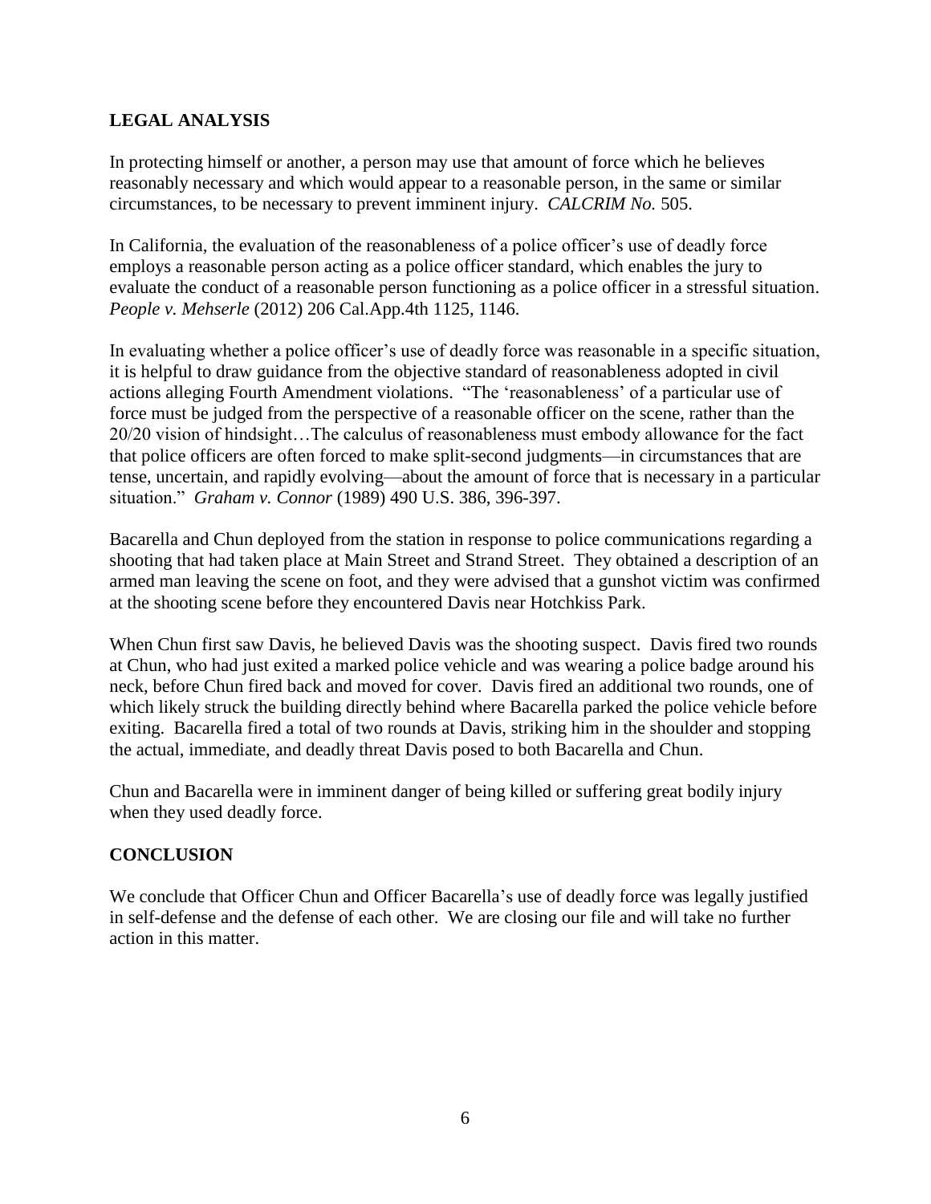## LEGAL ANALYSIS

In protecting himself or another, a person may use that amount of force which he believes reasonably necessary and which would appear to a reasonable person, in the same or similar circumstances, to be necessary to prevent imminent injury. *CALCRIM No.* 505.

In California, the evaluation of the reasonableness of a police officer's use of deadly force employs a reasonable person acting as a police officer standard, which enables the jury to evaluate the conduct of a reasonable person functioning as a police officer in a stressful situation. *People v. Mehserle* (2012) 206 Cal.App.4th 1125, 1146.

In evaluating whether a police officer's use of deadly force was reasonable in a specific situation, it is helpful to draw guidance from the objective standard of reasonableness adopted in civil actions alleging Fourth Amendment violations. "The 'reasonableness' of a particular use of force must be judged from the perspective of a reasonable officer on the scene, rather than the 20/20 vision of hindsight…The calculus of reasonableness must embody allowance for the fact that police officers are often forced to make split-second judgments—in circumstances that are tense, uncertain, and rapidly evolving—about the amount of force that is necessary in a particular situation." *Graham v. Connor* (1989) 490 U.S. 386, 396-397.

Bacarella and Chun deployed from the station in response to police communications regarding a shooting that had taken place at Main Street and Strand Street. They obtained a description of an armed man leaving the scene on foot, and they were advised that a gunshot victim was confirmed at the shooting scene before they encountered Davis near Hotchkiss Park.

When Chun first saw Davis, he believed Davis was the shooting suspect. Davis fired two rounds at Chun, who had just exited a marked police vehicle and was wearing a police badge around his neck, before Chun fired back and moved for cover. Davis fired an additional two rounds, one of which likely struck the building directly behind where Bacarella parked the police vehicle before exiting. Bacarella fired a total of two rounds at Davis, striking him in the shoulder and stopping the actual, immediate, and deadly threat Davis posed to both Bacarella and Chun.

Chun and Bacarella were in imminent danger of being killed or suffering great bodily injury when they used deadly force.

## CONCLUSION

We conclude that Officer Chun and Officer Bacarella's use of deadly force was legally justified in self-defense and the defense of each other. We are closing our file and will take no further action in this matter.